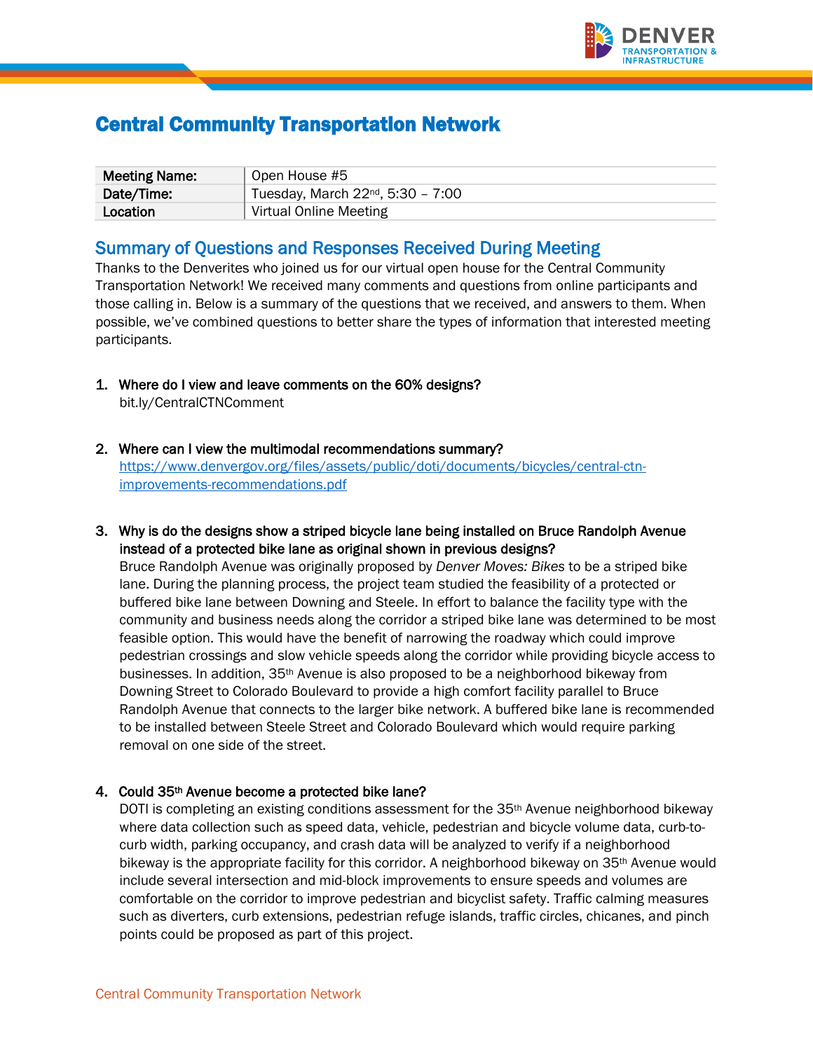# Central Community Transportation Network

| Meeting Name: | Open House #5 |
| --- | --- |
| Date/Time: | Tuesday, March 22nd, 5:30 – 7:00 |
| Location | Virtual Online Meeting |

## Summary of Questions and Responses Received During Meeting

Thanks to the Denverites who joined us for our virtual open house for the Central Community Transportation Network! We received many comments and questions from online participants and those calling in. Below is a summary of the questions that we received, and answers to them. When possible, we've combined questions to better share the types of information that interested meeting participants.

1. **Where do I view and leave comments on the 60% designs?**
   bit.ly/CentralCTNComment

2. **Where can I view the multimodal recommendations summary?**
   https://www.denvergov.org/files/assets/public/doti/documents/bicycles/central-ctn-improvements-recommendations.pdf

3. **Why is do the designs show a striped bicycle lane being installed on Bruce Randolph Avenue instead of a protected bike lane as original shown in previous designs?**
   Bruce Randolph Avenue was originally proposed by *Denver Moves: Bikes* to be a striped bike lane. During the planning process, the project team studied the feasibility of a protected or buffered bike lane between Downing and Steele. In effort to balance the facility type with the community and business needs along the corridor a striped bike lane was determined to be most feasible option. This would have the benefit of narrowing the roadway which could improve pedestrian crossings and slow vehicle speeds along the corridor while providing bicycle access to businesses. In addition, 35th Avenue is also proposed to be a neighborhood bikeway from Downing Street to Colorado Boulevard to provide a high comfort facility parallel to Bruce Randolph Avenue that connects to the larger bike network. A buffered bike lane is recommended to be installed between Steele Street and Colorado Boulevard which would require parking removal on one side of the street.

4. **Could 35th Avenue become a protected bike lane?**
   DOTI is completing an existing conditions assessment for the 35th Avenue neighborhood bikeway where data collection such as speed data, vehicle, pedestrian and bicycle volume data, curb-to-curb width, parking occupancy, and crash data will be analyzed to verify if a neighborhood bikeway is the appropriate facility for this corridor. A neighborhood bikeway on 35th Avenue would include several intersection and mid-block improvements to ensure speeds and volumes are comfortable on the corridor to improve pedestrian and bicyclist safety. Traffic calming measures such as diverters, curb extensions, pedestrian refuge islands, traffic circles, chicanes, and pinch points could be proposed as part of this project.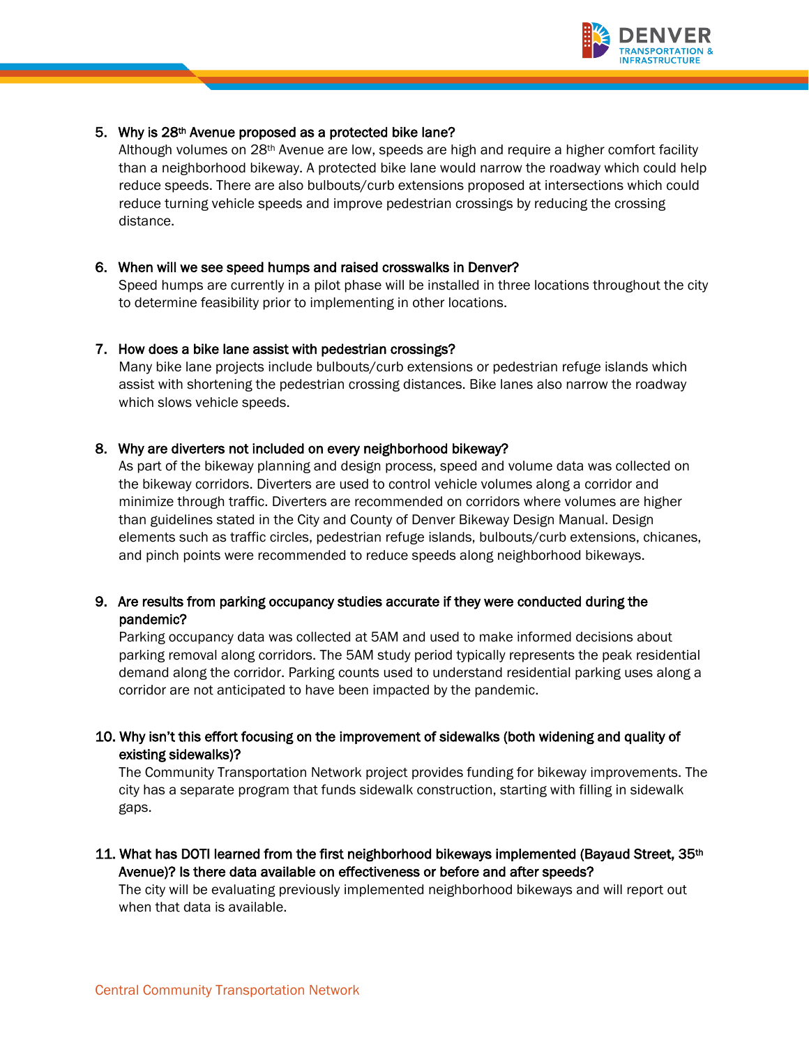5. **Why is 28th Avenue proposed as a protected bike lane?**
   Although volumes on 28th Avenue are low, speeds are high and require a higher comfort facility than a neighborhood bikeway. A protected bike lane would narrow the roadway which could help reduce speeds. There are also bulbouts/curb extensions proposed at intersections which could reduce turning vehicle speeds and improve pedestrian crossings by reducing the crossing distance.

6. **When will we see speed humps and raised crosswalks in Denver?**
   Speed humps are currently in a pilot phase will be installed in three locations throughout the city to determine feasibility prior to implementing in other locations.

7. **How does a bike lane assist with pedestrian crossings?**
   Many bike lane projects include bulbouts/curb extensions or pedestrian refuge islands which assist with shortening the pedestrian crossing distances. Bike lanes also narrow the roadway which slows vehicle speeds.

8. **Why are diverters not included on every neighborhood bikeway?**
   As part of the bikeway planning and design process, speed and volume data was collected on the bikeway corridors. Diverters are used to control vehicle volumes along a corridor and minimize through traffic. Diverters are recommended on corridors where volumes are higher than guidelines stated in the City and County of Denver Bikeway Design Manual. Design elements such as traffic circles, pedestrian refuge islands, bulbouts/curb extensions, chicanes, and pinch points were recommended to reduce speeds along neighborhood bikeways.

9. **Are results from parking occupancy studies accurate if they were conducted during the pandemic?**
   Parking occupancy data was collected at 5AM and used to make informed decisions about parking removal along corridors. The 5AM study period typically represents the peak residential demand along the corridor. Parking counts used to understand residential parking uses along a corridor are not anticipated to have been impacted by the pandemic.

10. **Why isn't this effort focusing on the improvement of sidewalks (both widening and quality of existing sidewalks)?**
    The Community Transportation Network project provides funding for bikeway improvements. The city has a separate program that funds sidewalk construction, starting with filling in sidewalk gaps.

11. **What has DOTI learned from the first neighborhood bikeways implemented (Bayaud Street, 35th Avenue)? Is there data available on effectiveness or before and after speeds?**
    The city will be evaluating previously implemented neighborhood bikeways and will report out when that data is available.